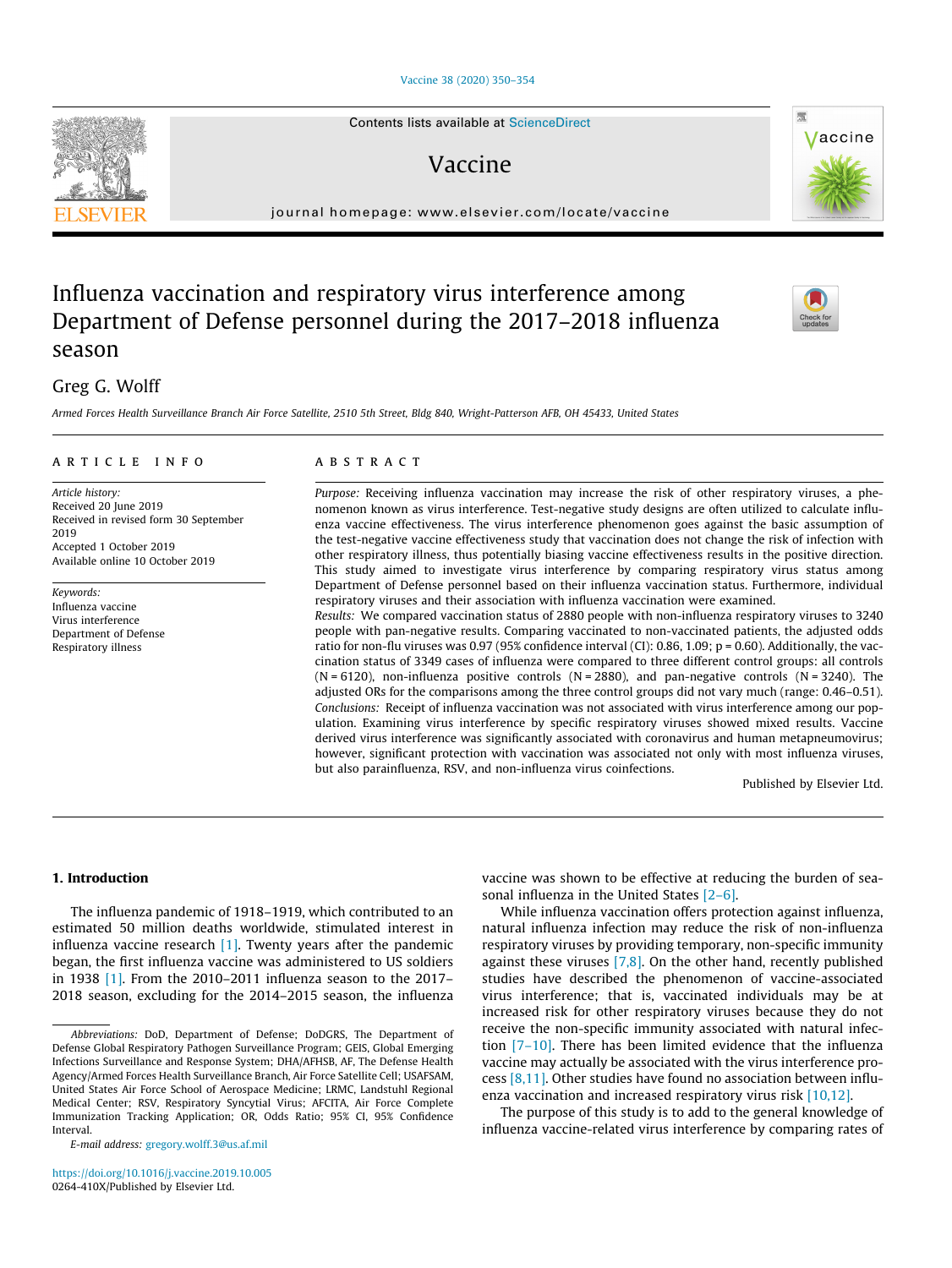# Influenza vaccination and respiratory virus interference among Department of Defense personnel during the 2017–2018 influenza season

Greg G. Wolff

*Armed Forces Health Surveillance Branch Air Force Satellite, 2510 5th Street, Bldg 840, Wright-Patterson AFB, OH 45433, United States*

## ARTICLE INFO

*Article history:*
Received 20 June 2019
Received in revised form 30 September 2019
Accepted 1 October 2019
Available online 10 October 2019

*Keywords:*
Influenza vaccine
Virus interference
Department of Defense
Respiratory illness

## ABSTRACT

*Purpose:* Receiving influenza vaccination may increase the risk of other respiratory viruses, a phenomenon known as virus interference. Test-negative study designs are often utilized to calculate influenza vaccine effectiveness. The virus interference phenomenon goes against the basic assumption of the test-negative vaccine effectiveness study that vaccination does not change the risk of infection with other respiratory illness, thus potentially biasing vaccine effectiveness results in the positive direction. This study aimed to investigate virus interference by comparing respiratory virus status among Department of Defense personnel based on their influenza vaccination status. Furthermore, individual respiratory viruses and their association with influenza vaccination were examined.

*Results:* We compared vaccination status of 2880 people with non-influenza respiratory viruses to 3240 people with pan-negative results. Comparing vaccinated to non-vaccinated patients, the adjusted odds ratio for non-flu viruses was 0.97 (95% confidence interval (CI): 0.86, 1.09; p = 0.60). Additionally, the vaccination status of 3349 cases of influenza were compared to three different control groups: all controls (N = 6120), non-influenza positive controls (N = 2880), and pan-negative controls (N = 3240). The adjusted ORs for the comparisons among the three control groups did not vary much (range: 0.46–0.51).

*Conclusions:* Receipt of influenza vaccination was not associated with virus interference among our population. Examining virus interference by specific respiratory viruses showed mixed results. Vaccine derived virus interference was significantly associated with coronavirus and human metapneumovirus; however, significant protection with vaccination was associated not only with most influenza viruses, but also parainfluenza, RSV, and non-influenza virus coinfections.

Published by Elsevier Ltd.

## 1. Introduction

The influenza pandemic of 1918–1919, which contributed to an estimated 50 million deaths worldwide, stimulated interest in influenza vaccine research [1]. Twenty years after the pandemic began, the first influenza vaccine was administered to US soldiers in 1938 [1]. From the 2010–2011 influenza season to the 2017–2018 season, excluding for the 2014–2015 season, the influenza vaccine was shown to be effective at reducing the burden of seasonal influenza in the United States [2–6].

While influenza vaccination offers protection against influenza, natural influenza infection may reduce the risk of non-influenza respiratory viruses by providing temporary, non-specific immunity against these viruses [7,8]. On the other hand, recently published studies have described the phenomenon of vaccine-associated virus interference; that is, vaccinated individuals may be at increased risk for other respiratory viruses because they do not receive the non-specific immunity associated with natural infection [7–10]. There has been limited evidence that the influenza vaccine may actually be associated with the virus interference process [8,11]. Other studies have found no association between influenza vaccination and increased respiratory virus risk [10,12].

The purpose of this study is to add to the general knowledge of influenza vaccine-related virus interference by comparing rates of

---

*Abbreviations:* DoD, Department of Defense; DoDGRS, The Department of Defense Global Respiratory Pathogen Surveillance Program; GEIS, Global Emerging Infections Surveillance and Response System; DHA/AFHSB, AF, The Defense Health Agency/Armed Forces Health Surveillance Branch, Air Force Satellite Cell; USAFSAM, United States Air Force School of Aerospace Medicine; LRMC, Landstuhl Regional Medical Center; RSV, Respiratory Syncytial Virus; AFCITA, Air Force Complete Immunization Tracking Application; OR, Odds Ratio; 95% CI, 95% Confidence Interval.

*E-mail address:* gregory.wolff.3@us.af.mil

https://doi.org/10.1016/j.vaccine.2019.10.005
0264-410X/Published by Elsevier Ltd.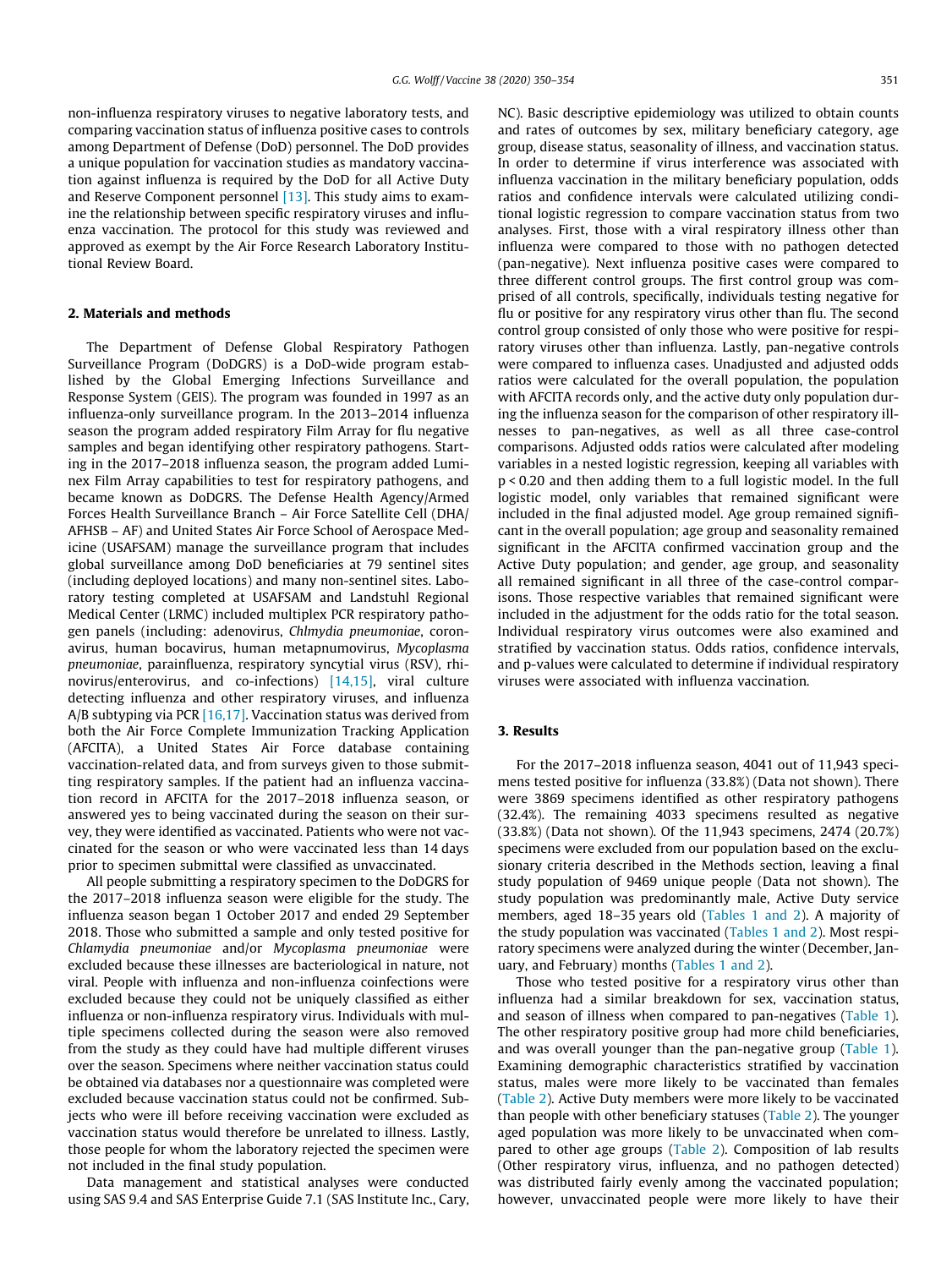non-influenza respiratory viruses to negative laboratory tests, and comparing vaccination status of influenza positive cases to controls among Department of Defense (DoD) personnel. The DoD provides a unique population for vaccination studies as mandatory vaccination against influenza is required by the DoD for all Active Duty and Reserve Component personnel [13]. This study aims to examine the relationship between specific respiratory viruses and influenza vaccination. The protocol for this study was reviewed and approved as exempt by the Air Force Research Laboratory Institutional Review Board.

## 2. Materials and methods

The Department of Defense Global Respiratory Pathogen Surveillance Program (DoDGRS) is a DoD-wide program established by the Global Emerging Infections Surveillance and Response System (GEIS). The program was founded in 1997 as an influenza-only surveillance program. In the 2013–2014 influenza season the program added respiratory Film Array for flu negative samples and began identifying other respiratory pathogens. Starting in the 2017–2018 influenza season, the program added Luminex Film Array capabilities to test for respiratory pathogens, and became known as DoDGRS. The Defense Health Agency/Armed Forces Health Surveillance Branch – Air Force Satellite Cell (DHA/AFHSB – AF) and United States Air Force School of Aerospace Medicine (USAFSAM) manage the surveillance program that includes global surveillance among DoD beneficiaries at 79 sentinel sites (including deployed locations) and many non-sentinel sites. Laboratory testing completed at USAFSAM and Landstuhl Regional Medical Center (LRMC) included multiplex PCR respiratory pathogen panels (including: adenovirus, *Chlmydia pneumoniae*, coronavirus, human bocavirus, human metapnumovirus, *Mycoplasma pneumoniae*, parainfluenza, respiratory syncytial virus (RSV), rhinovirus/enterovirus, and co-infections) [14,15], viral culture detecting influenza and other respiratory viruses, and influenza A/B subtyping via PCR [16,17]. Vaccination status was derived from both the Air Force Complete Immunization Tracking Application (AFCITA), a United States Air Force database containing vaccination-related data, and from surveys given to those submitting respiratory samples. If the patient had an influenza vaccination record in AFCITA for the 2017–2018 influenza season, or answered yes to being vaccinated during the season on their survey, they were identified as vaccinated. Patients who were not vaccinated for the season or who were vaccinated less than 14 days prior to specimen submittal were classified as unvaccinated.

All people submitting a respiratory specimen to the DoDGRS for the 2017–2018 influenza season were eligible for the study. The influenza season began 1 October 2017 and ended 29 September 2018. Those who submitted a sample and only tested positive for *Chlamydia pneumoniae* and/or *Mycoplasma pneumoniae* were excluded because these illnesses are bacteriological in nature, not viral. People with influenza and non-influenza coinfections were excluded because they could not be uniquely classified as either influenza or non-influenza respiratory virus. Individuals with multiple specimens collected during the season were also removed from the study as they could have had multiple different viruses over the season. Specimens where neither vaccination status could be obtained via databases nor a questionnaire was completed were excluded because vaccination status could not be confirmed. Subjects who were ill before receiving vaccination were excluded as vaccination status would therefore be unrelated to illness. Lastly, those people for whom the laboratory rejected the specimen were not included in the final study population.

Data management and statistical analyses were conducted using SAS 9.4 and SAS Enterprise Guide 7.1 (SAS Institute Inc., Cary, NC). Basic descriptive epidemiology was utilized to obtain counts and rates of outcomes by sex, military beneficiary category, age group, disease status, seasonality of illness, and vaccination status. In order to determine if virus interference was associated with influenza vaccination in the military beneficiary population, odds ratios and confidence intervals were calculated utilizing conditional logistic regression to compare vaccination status from two analyses. First, those with a viral respiratory illness other than influenza were compared to those with no pathogen detected (pan-negative). Next influenza positive cases were compared to three different control groups. The first control group was comprised of all controls, specifically, individuals testing negative for flu or positive for any respiratory virus other than flu. The second control group consisted of only those who were positive for respiratory viruses other than influenza. Lastly, pan-negative controls were compared to influenza cases. Unadjusted and adjusted odds ratios were calculated for the overall population, the population with AFCITA records only, and the active duty only population during the influenza season for the comparison of other respiratory illnesses to pan-negatives, as well as all three case-control comparisons. Adjusted odds ratios were calculated after modeling variables in a nested logistic regression, keeping all variables with $p < 0.20$ and then adding them to a full logistic model. In the full logistic model, only variables that remained significant were included in the final adjusted model. Age group remained significant in the overall population; age group and seasonality remained significant in the AFCITA confirmed vaccination group and the Active Duty population; and gender, age group, and seasonality all remained significant in all three of the case-control comparisons. Those respective variables that remained significant were included in the adjustment for the odds ratio for the total season. Individual respiratory virus outcomes were also examined and stratified by vaccination status. Odds ratios, confidence intervals, and p-values were calculated to determine if individual respiratory viruses were associated with influenza vaccination.

## 3. Results

For the 2017–2018 influenza season, 4041 out of 11,943 specimens tested positive for influenza (33.8%) (Data not shown). There were 3869 specimens identified as other respiratory pathogens (32.4%). The remaining 4033 specimens resulted as negative (33.8%) (Data not shown). Of the 11,943 specimens, 2474 (20.7%) specimens were excluded from our population based on the exclusionary criteria described in the Methods section, leaving a final study population of 9469 unique people (Data not shown). The study population was predominantly male, Active Duty service members, aged 18–35 years old (Tables 1 and 2). A majority of the study population was vaccinated (Tables 1 and 2). Most respiratory specimens were analyzed during the winter (December, January, and February) months (Tables 1 and 2).

Those who tested positive for a respiratory virus other than influenza had a similar breakdown for sex, vaccination status, and season of illness when compared to pan-negatives (Table 1). The other respiratory positive group had more child beneficiaries, and was overall younger than the pan-negative group (Table 1). Examining demographic characteristics stratified by vaccination status, males were more likely to be vaccinated than females (Table 2). Active Duty members were more likely to be vaccinated than people with other beneficiary statuses (Table 2). The younger aged population was more likely to be unvaccinated when compared to other age groups (Table 2). Composition of lab results (Other respiratory virus, influenza, and no pathogen detected) was distributed fairly evenly among the vaccinated population; however, unvaccinated people were more likely to have their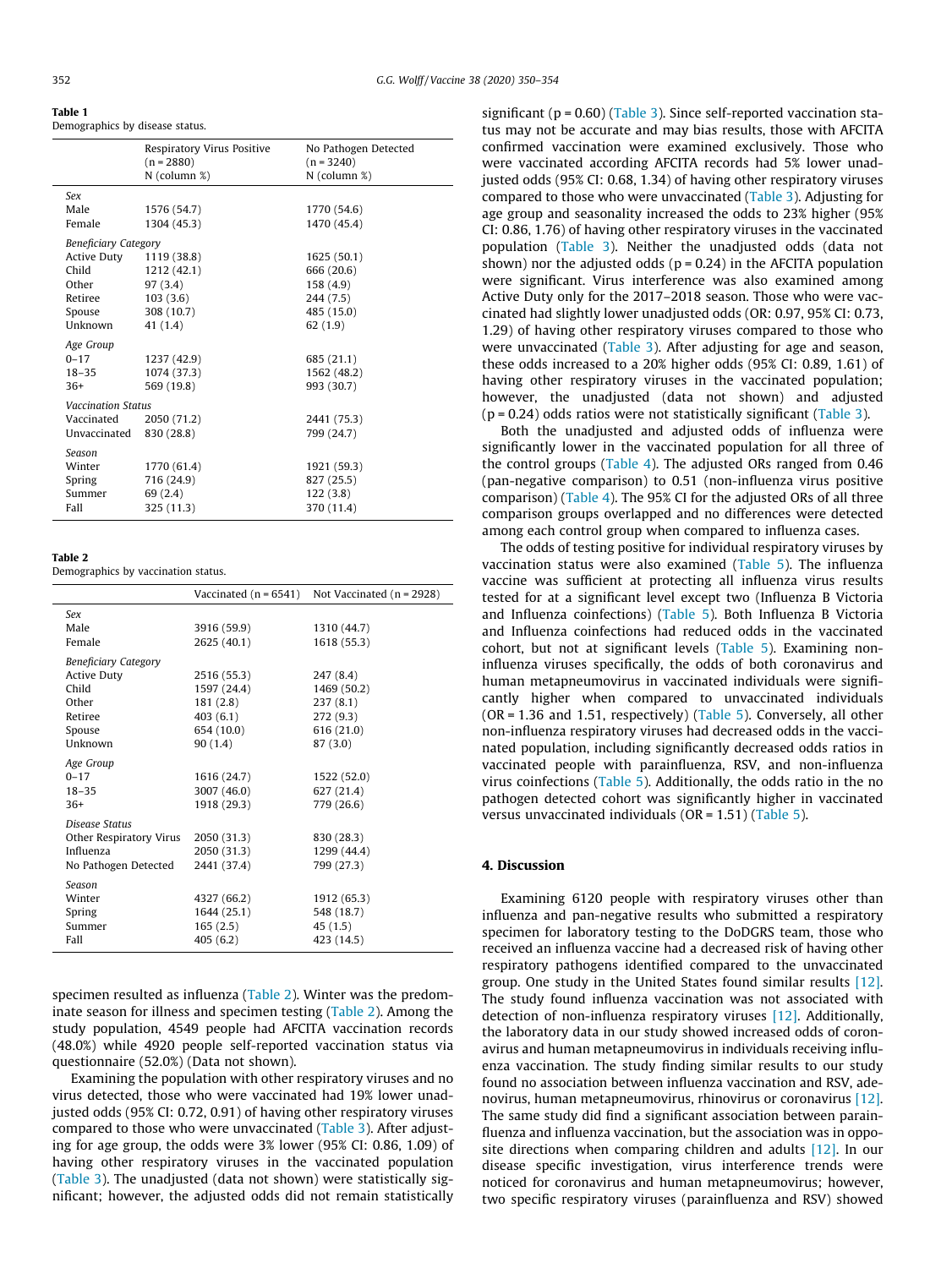**Table 1**
Demographics by disease status.

| | Respiratory Virus Positive (n = 2880) N (column %) | No Pathogen Detected (n = 3240) N (column %) |
|---|---|---|
| *Sex* | | |
| Male | 1576 (54.7) | 1770 (54.6) |
| Female | 1304 (45.3) | 1470 (45.4) |
| *Beneficiary Category* | | |
| Active Duty | 1119 (38.8) | 1625 (50.1) |
| Child | 1212 (42.1) | 666 (20.6) |
| Other | 97 (3.4) | 158 (4.9) |
| Retiree | 103 (3.6) | 244 (7.5) |
| Spouse | 308 (10.7) | 485 (15.0) |
| Unknown | 41 (1.4) | 62 (1.9) |
| *Age Group* | | |
| 0–17 | 1237 (42.9) | 685 (21.1) |
| 18–35 | 1074 (37.3) | 1562 (48.2) |
| 36+ | 569 (19.8) | 993 (30.7) |
| *Vaccination Status* | | |
| Vaccinated | 2050 (71.2) | 2441 (75.3) |
| Unvaccinated | 830 (28.8) | 799 (24.7) |
| *Season* | | |
| Winter | 1770 (61.4) | 1921 (59.3) |
| Spring | 716 (24.9) | 827 (25.5) |
| Summer | 69 (2.4) | 122 (3.8) |
| Fall | 325 (11.3) | 370 (11.4) |

**Table 2**
Demographics by vaccination status.

| | Vaccinated (n = 6541) | Not Vaccinated (n = 2928) |
|---|---|---|
| *Sex* | | |
| Male | 3916 (59.9) | 1310 (44.7) |
| Female | 2625 (40.1) | 1618 (55.3) |
| *Beneficiary Category* | | |
| Active Duty | 2516 (55.3) | 247 (8.4) |
| Child | 1597 (24.4) | 1469 (50.2) |
| Other | 181 (2.8) | 237 (8.1) |
| Retiree | 403 (6.1) | 272 (9.3) |
| Spouse | 654 (10.0) | 616 (21.0) |
| Unknown | 90 (1.4) | 87 (3.0) |
| *Age Group* | | |
| 0–17 | 1616 (24.7) | 1522 (52.0) |
| 18–35 | 3007 (46.0) | 627 (21.4) |
| 36+ | 1918 (29.3) | 779 (26.6) |
| *Disease Status* | | |
| Other Respiratory Virus | 2050 (31.3) | 830 (28.3) |
| Influenza | 2050 (31.3) | 1299 (44.4) |
| No Pathogen Detected | 2441 (37.4) | 799 (27.3) |
| *Season* | | |
| Winter | 4327 (66.2) | 1912 (65.3) |
| Spring | 1644 (25.1) | 548 (18.7) |
| Summer | 165 (2.5) | 45 (1.5) |
| Fall | 405 (6.2) | 423 (14.5) |

specimen resulted as influenza (Table 2). Winter was the predominate season for illness and specimen testing (Table 2). Among the study population, 4549 people had AFCITA vaccination records (48.0%) while 4920 people self-reported vaccination status via questionnaire (52.0%) (Data not shown).

Examining the population with other respiratory viruses and no virus detected, those who were vaccinated had 19% lower unadjusted odds (95% CI: 0.72, 0.91) of having other respiratory viruses compared to those who were unvaccinated (Table 3). After adjusting for age group, the odds were 3% lower (95% CI: 0.86, 1.09) of having other respiratory viruses in the vaccinated population (Table 3). The unadjusted (data not shown) were statistically significant; however, the adjusted odds did not remain statistically significant (p = 0.60) (Table 3). Since self-reported vaccination status may not be accurate and may bias results, those with AFCITA confirmed vaccination were examined exclusively. Those who were vaccinated according AFCITA records had 5% lower unadjusted odds (95% CI: 0.68, 1.34) of having other respiratory viruses compared to those who were unvaccinated (Table 3). Adjusting for age group and seasonality increased the odds to 23% higher (95% CI: 0.86, 1.76) of having other respiratory viruses in the vaccinated population (Table 3). Neither the unadjusted odds (data not shown) nor the adjusted odds (p = 0.24) in the AFCITA population were significant. Virus interference was also examined among Active Duty only for the 2017–2018 season. Those who were vaccinated had slightly lower unadjusted odds (OR: 0.97, 95% CI: 0.73, 1.29) of having other respiratory viruses compared to those who were unvaccinated (Table 3). After adjusting for age and season, these odds increased to a 20% higher odds (95% CI: 0.89, 1.61) of having other respiratory viruses in the vaccinated population; however, the unadjusted (data not shown) and adjusted (p = 0.24) odds ratios were not statistically significant (Table 3).

Both the unadjusted and adjusted odds of influenza were significantly lower in the vaccinated population for all three of the control groups (Table 4). The adjusted ORs ranged from 0.46 (pan-negative comparison) to 0.51 (non-influenza virus positive comparison) (Table 4). The 95% CI for the adjusted ORs of all three comparison groups overlapped and no differences were detected among each control group when compared to influenza cases.

The odds of testing positive for individual respiratory viruses by vaccination status were also examined (Table 5). The influenza vaccine was sufficient at protecting all influenza virus results tested for at a significant level except two (Influenza B Victoria and Influenza coinfections) (Table 5). Both Influenza B Victoria and Influenza coinfections had reduced odds in the vaccinated cohort, but not at significant levels (Table 5). Examining non-influenza viruses specifically, the odds of both coronavirus and human metapneumovirus in vaccinated individuals were significantly higher when compared to unvaccinated individuals (OR = 1.36 and 1.51, respectively) (Table 5). Conversely, all other non-influenza respiratory viruses had decreased odds in the vaccinated population, including significantly decreased odds ratios in vaccinated people with parainfluenza, RSV, and non-influenza virus coinfections (Table 5). Additionally, the odds ratio in the no pathogen detected cohort was significantly higher in vaccinated versus unvaccinated individuals (OR = 1.51) (Table 5).

## 4. Discussion

Examining 6120 people with respiratory viruses other than influenza and pan-negative results who submitted a respiratory specimen for laboratory testing to the DoDGRS team, those who received an influenza vaccine had a decreased risk of having other respiratory pathogens identified compared to the unvaccinated group. One study in the United States found similar results [12]. The study found influenza vaccination was not associated with detection of non-influenza respiratory viruses [12]. Additionally, the laboratory data in our study showed increased odds of coronavirus and human metapneumovirus in individuals receiving influenza vaccination. The study finding similar results to our study found no association between influenza vaccination and RSV, adenovirus, human metapneumovirus, rhinovirus or coronavirus [12]. The same study did find a significant association between parainfluenza and influenza vaccination, but the association was in opposite directions when comparing children and adults [12]. In our disease specific investigation, virus interference trends were noticed for coronavirus and human metapneumovirus; however, two specific respiratory viruses (parainfluenza and RSV) showed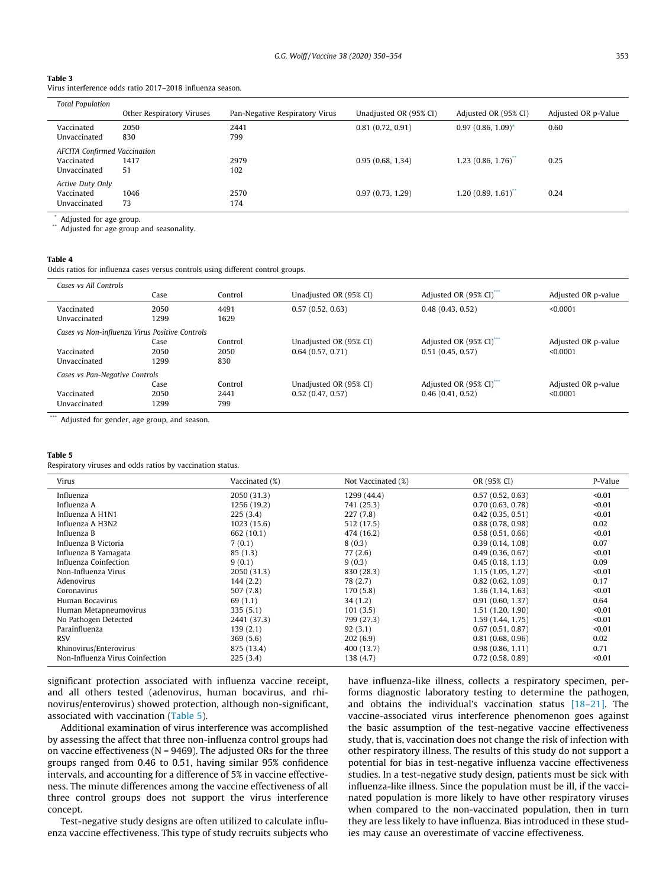**Table 3**
Virus interference odds ratio 2017–2018 influenza season.

| *Total Population* | Other Respiratory Viruses | Pan-Negative Respiratory Virus | Unadjusted OR (95% CI) | Adjusted OR (95% CI) | Adjusted OR p-Value |
|---|---|---|---|---|---|
| Vaccinated | 2050 | 2441 | 0.81 (0.72, 0.91) | 0.97 (0.86, 1.09)* | 0.60 |
| Unvaccinated | 830 | 799 | | | |
| *AFCITA Confirmed Vaccination* | | | | | |
| Vaccinated | 1417 | 2979 | 0.95 (0.68, 1.34) | 1.23 (0.86, 1.76)** | 0.25 |
| Unvaccinated | 51 | 102 | | | |
| *Active Duty Only* | | | | | |
| Vaccinated | 1046 | 2570 | 0.97 (0.73, 1.29) | 1.20 (0.89, 1.61)** | 0.24 |
| Unvaccinated | 73 | 174 | | | |

\* Adjusted for age group.
\*\* Adjusted for age group and seasonality.

**Table 4**
Odds ratios for influenza cases versus controls using different control groups.

| *Cases vs All Controls* | Case | Control | Unadjusted OR (95% CI) | Adjusted OR (95% CI)*** | Adjusted OR p-value |
|---|---|---|---|---|---|
| Vaccinated | 2050 | 4491 | 0.57 (0.52, 0.63) | 0.48 (0.43, 0.52) | <0.0001 |
| Unvaccinated | 1299 | 1629 | | | |
| *Cases vs Non-influenza Virus Positive Controls* | | | | | |
| | Case | Control | Unadjusted OR (95% CI) | Adjusted OR (95% CI)*** | Adjusted OR p-value |
| Vaccinated | 2050 | 2050 | 0.64 (0.57, 0.71) | 0.51 (0.45, 0.57) | <0.0001 |
| Unvaccinated | 1299 | 830 | | | |
| *Cases vs Pan-Negative Controls* | | | | | |
| | Case | Control | Unadjusted OR (95% CI) | Adjusted OR (95% CI)*** | Adjusted OR p-value |
| Vaccinated | 2050 | 2441 | 0.52 (0.47, 0.57) | 0.46 (0.41, 0.52) | <0.0001 |
| Unvaccinated | 1299 | 799 | | | |

\*\*\* Adjusted for gender, age group, and season.

**Table 5**
Respiratory viruses and odds ratios by vaccination status.

| Virus | Vaccinated (%) | Not Vaccinated (%) | OR (95% CI) | P-Value |
|---|---|---|---|---|
| Influenza | 2050 (31.3) | 1299 (44.4) | 0.57 (0.52, 0.63) | <0.01 |
| Influenza A | 1256 (19.2) | 741 (25.3) | 0.70 (0.63, 0.78) | <0.01 |
| Influenza A H1N1 | 225 (3.4) | 227 (7.8) | 0.42 (0.35, 0.51) | <0.01 |
| Influenza A H3N2 | 1023 (15.6) | 512 (17.5) | 0.88 (0.78, 0.98) | 0.02 |
| Influenza B | 662 (10.1) | 474 (16.2) | 0.58 (0.51, 0.66) | <0.01 |
| Influenza B Victoria | 7 (0.1) | 8 (0.3) | 0.39 (0.14, 1.08) | 0.07 |
| Influenza B Yamagata | 85 (1.3) | 77 (2.6) | 0.49 (0.36, 0.67) | <0.01 |
| Influenza Coinfection | 9 (0.1) | 9 (0.3) | 0.45 (0.18, 1.13) | 0.09 |
| Non-Influenza Virus | 2050 (31.3) | 830 (28.3) | 1.15 (1.05, 1.27) | <0.01 |
| Adenovirus | 144 (2.2) | 78 (2.7) | 0.82 (0.62, 1.09) | 0.17 |
| Coronavirus | 507 (7.8) | 170 (5.8) | 1.36 (1.14, 1.63) | <0.01 |
| Human Bocavirus | 69 (1.1) | 34 (1.2) | 0.91 (0.60, 1.37) | 0.64 |
| Human Metapneumovirus | 335 (5.1) | 101 (3.5) | 1.51 (1.20, 1.90) | <0.01 |
| No Pathogen Detected | 2441 (37.3) | 799 (27.3) | 1.59 (1.44, 1.75) | <0.01 |
| Parainfluenza | 139 (2.1) | 92 (3.1) | 0.67 (0.51, 0.87) | <0.01 |
| RSV | 369 (5.6) | 202 (6.9) | 0.81 (0.68, 0.96) | 0.02 |
| Rhinovirus/Enterovirus | 875 (13.4) | 400 (13.7) | 0.98 (0.86, 1.11) | 0.71 |
| Non-Influenza Virus Coinfection | 225 (3.4) | 138 (4.7) | 0.72 (0.58, 0.89) | <0.01 |

significant protection associated with influenza vaccine receipt, and all others tested (adenovirus, human bocavirus, and rhinovirus/enterovirus) showed protection, although non-significant, associated with vaccination (Table 5).

Additional examination of virus interference was accomplished by assessing the affect that three non-influenza control groups had on vaccine effectiveness (N = 9469). The adjusted ORs for the three groups ranged from 0.46 to 0.51, having similar 95% confidence intervals, and accounting for a difference of 5% in vaccine effectiveness. The minute differences among the vaccine effectiveness of all three control groups does not support the virus interference concept.

Test-negative study designs are often utilized to calculate influenza vaccine effectiveness. This type of study recruits subjects who have influenza-like illness, collects a respiratory specimen, performs diagnostic laboratory testing to determine the pathogen, and obtains the individual's vaccination status [18–21]. The vaccine-associated virus interference phenomenon goes against the basic assumption of the test-negative vaccine effectiveness study, that is, vaccination does not change the risk of infection with other respiratory illness. The results of this study do not support a potential for bias in test-negative influenza vaccine effectiveness studies. In a test-negative study design, patients must be sick with influenza-like illness. Since the population must be ill, if the vaccinated population is more likely to have other respiratory viruses when compared to the non-vaccinated population, then in turn they are less likely to have influenza. Bias introduced in these studies may cause an overestimate of vaccine effectiveness.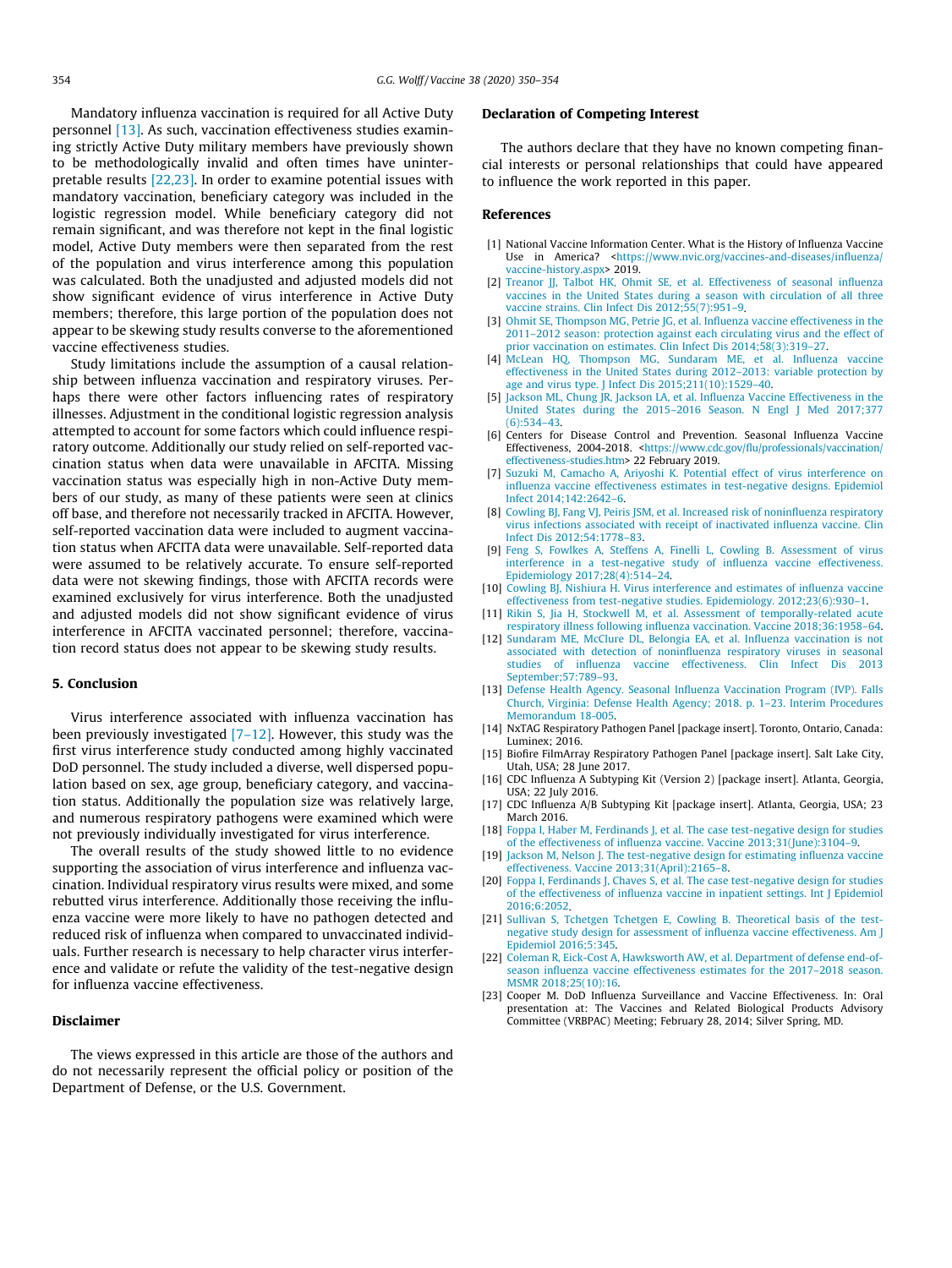Mandatory influenza vaccination is required for all Active Duty personnel [13]. As such, vaccination effectiveness studies examining strictly Active Duty military members have previously shown to be methodologically invalid and often times have uninterpretable results [22,23]. In order to examine potential issues with mandatory vaccination, beneficiary category was included in the logistic regression model. While beneficiary category did not remain significant, and was therefore not kept in the final logistic model, Active Duty members were then separated from the rest of the population and virus interference among this population was calculated. Both the unadjusted and adjusted models did not show significant evidence of virus interference in Active Duty members; therefore, this large portion of the population does not appear to be skewing study results converse to the aforementioned vaccine effectiveness studies.

Study limitations include the assumption of a causal relationship between influenza vaccination and respiratory viruses. Perhaps there were other factors influencing rates of respiratory illnesses. Adjustment in the conditional logistic regression analysis attempted to account for some factors which could influence respiratory outcome. Additionally our study relied on self-reported vaccination status when data were unavailable in AFCITA. Missing vaccination status was especially high in non-Active Duty members of our study, as many of these patients were seen at clinics off base, and therefore not necessarily tracked in AFCITA. However, self-reported vaccination data were included to augment vaccination status when AFCITA data were unavailable. Self-reported data were assumed to be relatively accurate. To ensure self-reported data were not skewing findings, those with AFCITA records were examined exclusively for virus interference. Both the unadjusted and adjusted models did not show significant evidence of virus interference in AFCITA vaccinated personnel; therefore, vaccination record status does not appear to be skewing study results.

## 5. Conclusion

Virus interference associated with influenza vaccination has been previously investigated [7–12]. However, this study was the first virus interference study conducted among highly vaccinated DoD personnel. The study included a diverse, well dispersed population based on sex, age group, beneficiary category, and vaccination status. Additionally the population size was relatively large, and numerous respiratory pathogens were examined which were not previously individually investigated for virus interference.

The overall results of the study showed little to no evidence supporting the association of virus interference and influenza vaccination. Individual respiratory virus results were mixed, and some rebutted virus interference. Additionally those receiving the influenza vaccine were more likely to have no pathogen detected and reduced risk of influenza when compared to unvaccinated individuals. Further research is necessary to help character virus interference and validate or refute the validity of the test-negative design for influenza vaccine effectiveness.

## Disclaimer

The views expressed in this article are those of the authors and do not necessarily represent the official policy or position of the Department of Defense, or the U.S. Government.

## Declaration of Competing Interest

The authors declare that they have no known competing financial interests or personal relationships that could have appeared to influence the work reported in this paper.

## References

[1] National Vaccine Information Center. What is the History of Influenza Vaccine Use in America? <https://www.nvic.org/vaccines-and-diseases/influenza/vaccine-history.aspx> 2019.

[2] Treanor JJ, Talbot HK, Ohmit SE, et al. Effectiveness of seasonal influenza vaccines in the United States during a season with circulation of all three vaccine strains. Clin Infect Dis 2012;55(7):951–9.

[3] Ohmit SE, Thompson MG, Petrie JG, et al. Influenza vaccine effectiveness in the 2011–2012 season: protection against each circulating virus and the effect of prior vaccination on estimates. Clin Infect Dis 2014;58(3):319–27.

[4] McLean HQ, Thompson MG, Sundaram ME, et al. Influenza vaccine effectiveness in the United States during 2012–2013: variable protection by age and virus type. J Infect Dis 2015;211(10):1529–40.

[5] Jackson ML, Chung JR, Jackson LA, et al. Influenza Vaccine Effectiveness in the United States during the 2015–2016 Season. N Engl J Med 2017;377(6):534–43.

[6] Centers for Disease Control and Prevention. Seasonal Influenza Vaccine Effectiveness, 2004-2018. <https://www.cdc.gov/flu/professionals/vaccination/effectiveness-studies.htm> 22 February 2019.

[7] Suzuki M, Camacho A, Ariyoshi K. Potential effect of virus interference on influenza vaccine effectiveness estimates in test-negative designs. Epidemiol Infect 2014;142:2642–6.

[8] Cowling BJ, Fang VJ, Peiris JSM, et al. Increased risk of noninfluenza respiratory virus infections associated with receipt of inactivated influenza vaccine. Clin Infect Dis 2012;54:1778–83.

[9] Feng S, Fowlkes A, Steffens A, Finelli L, Cowling B. Assessment of virus interference in a test-negative study of influenza vaccine effectiveness. Epidemiology 2017;28(4):514–24.

[10] Cowling BJ, Nishiura H. Virus interference and estimates of influenza vaccine effectiveness from test-negative studies. Epidemiology. 2012;23(6):930–1.

[11] Rikin S, Jia H, Stockwell M, et al. Assessment of temporally-related acute respiratory illness following influenza vaccination. Vaccine 2018;36:1958–64.

[12] Sundaram ME, McClure DL, Belongia EA, et al. Influenza vaccination is not associated with detection of noninfluenza respiratory viruses in seasonal studies of influenza vaccine effectiveness. Clin Infect Dis 2013 September;57:789–93.

[13] Defense Health Agency. Seasonal Influenza Vaccination Program (IVP). Falls Church, Virginia: Defense Health Agency; 2018. p. 1–23. Interim Procedures Memorandum 18-005.

[14] NxTAG Respiratory Pathogen Panel [package insert]. Toronto, Ontario, Canada: Luminex; 2016.

[15] Biofire FilmArray Respiratory Pathogen Panel [package insert]. Salt Lake City, Utah, USA; 28 June 2017.

[16] CDC Influenza A Subtyping Kit (Version 2) [package insert]. Atlanta, Georgia, USA; 22 July 2016.

[17] CDC Influenza A/B Subtyping Kit [package insert]. Atlanta, Georgia, USA; 23 March 2016.

[18] Foppa I, Haber M, Ferdinands J, et al. The case test-negative design for studies of the effectiveness of influenza vaccine. Vaccine 2013;31(June):3104–9.

[19] Jackson M, Nelson J. The test-negative design for estimating influenza vaccine effectiveness. Vaccine 2013;31(April):2165–8.

[20] Foppa I, Ferdinands J, Chaves S, et al. The case test-negative design for studies of the effectiveness of influenza vaccine in inpatient settings. Int J Epidemiol 2016;6:2052.

[21] Sullivan S, Tchetgen Tchetgen E, Cowling B. Theoretical basis of the test-negative study design for assessment of influenza vaccine effectiveness. Am J Epidemiol 2016;5:345.

[22] Coleman R, Eick-Cost A, Hawksworth AW, et al. Department of defense end-of-season influenza vaccine effectiveness estimates for the 2017–2018 season. MSMR 2018;25(10):16.

[23] Cooper M. DoD Influenza Surveillance and Vaccine Effectiveness. In: Oral presentation at: The Vaccines and Related Biological Products Advisory Committee (VRBPAC) Meeting; February 28, 2014; Silver Spring, MD.